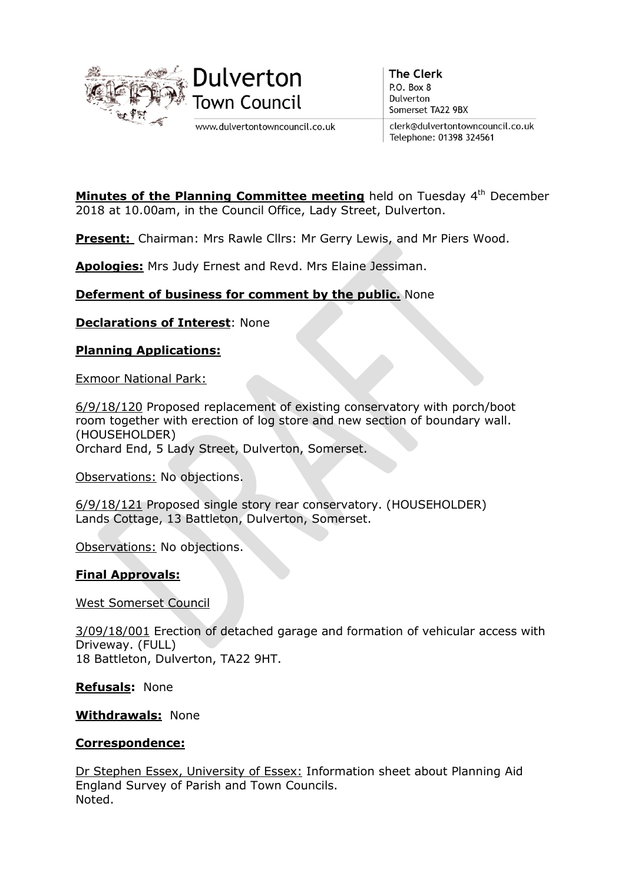Dulverton Town Council

www.dulvertontowncouncil.co.uk

**The Clerk**
P.O. Box 8
Dulverton
Somerset TA22 9BX

clerk@dulvertontowncouncil.co.uk
Telephone: 01398 324561

**Minutes of the Planning Committee meeting** held on Tuesday 4th December 2018 at 10.00am, in the Council Office, Lady Street, Dulverton.

**Present:** Chairman: Mrs Rawle Cllrs: Mr Gerry Lewis, and Mr Piers Wood.

**Apologies:** Mrs Judy Ernest and Revd. Mrs Elaine Jessiman.

**Deferment of business for comment by the public.** None

**Declarations of Interest**: None

**Planning Applications:**

Exmoor National Park:

6/9/18/120 Proposed replacement of existing conservatory with porch/boot room together with erection of log store and new section of boundary wall. (HOUSEHOLDER)
Orchard End, 5 Lady Street, Dulverton, Somerset.

Observations: No objections.

6/9/18/121 Proposed single story rear conservatory. (HOUSEHOLDER)
Lands Cottage, 13 Battleton, Dulverton, Somerset.

Observations: No objections.

**Final Approvals:**

West Somerset Council

3/09/18/001 Erection of detached garage and formation of vehicular access with Driveway. (FULL)
18 Battleton, Dulverton, TA22 9HT.

**Refusals:** None

**Withdrawals:** None

**Correspondence:**

Dr Stephen Essex, University of Essex: Information sheet about Planning Aid England Survey of Parish and Town Councils.
Noted.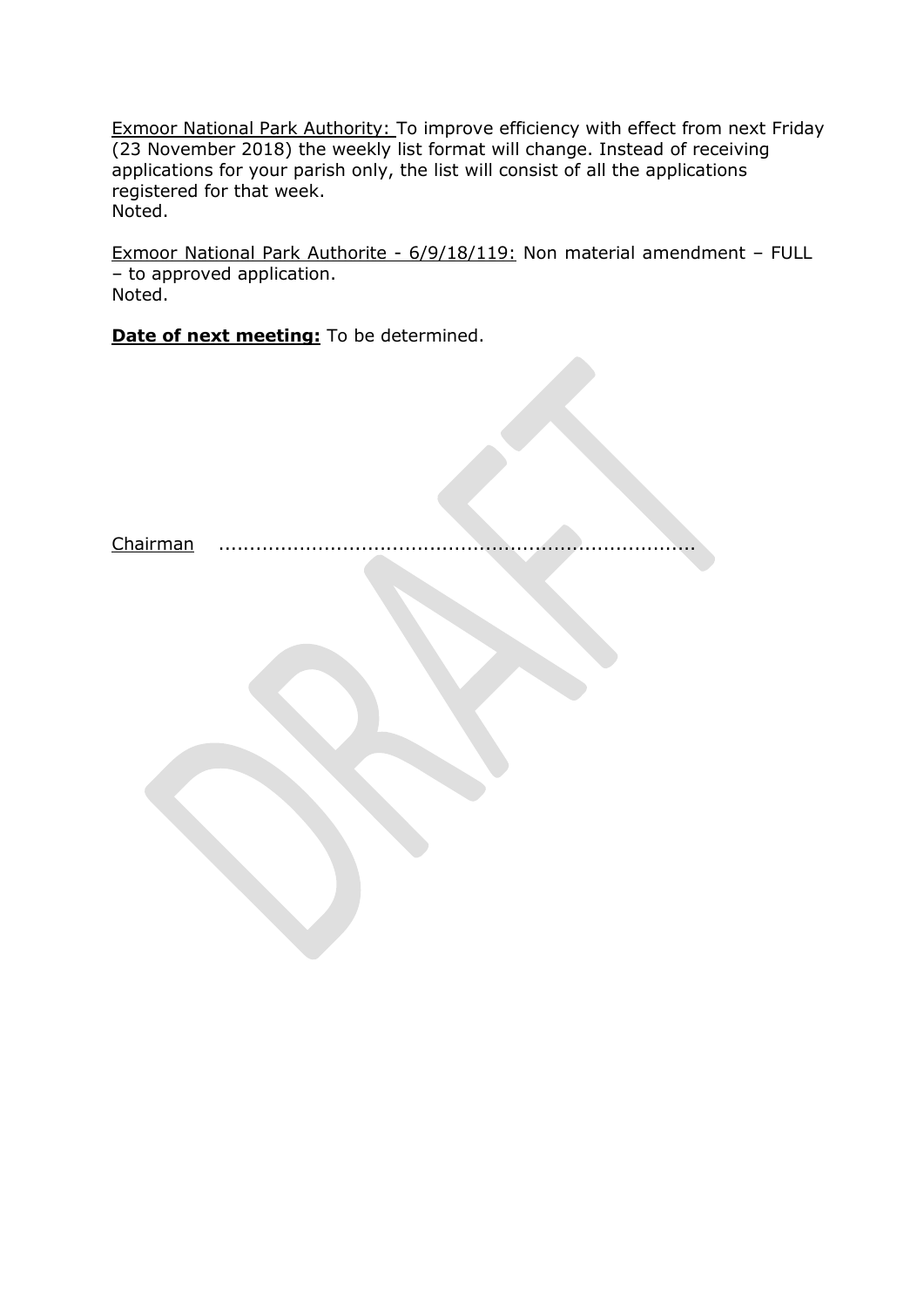Exmoor National Park Authority: To improve efficiency with effect from next Friday (23 November 2018) the weekly list format will change. Instead of receiving applications for your parish only, the list will consist of all the applications registered for that week.
Noted.

Exmoor National Park Authorite - 6/9/18/119: Non material amendment – FULL – to approved application.
Noted.

**Date of next meeting:** To be determined.

Chairman ..........................................................................